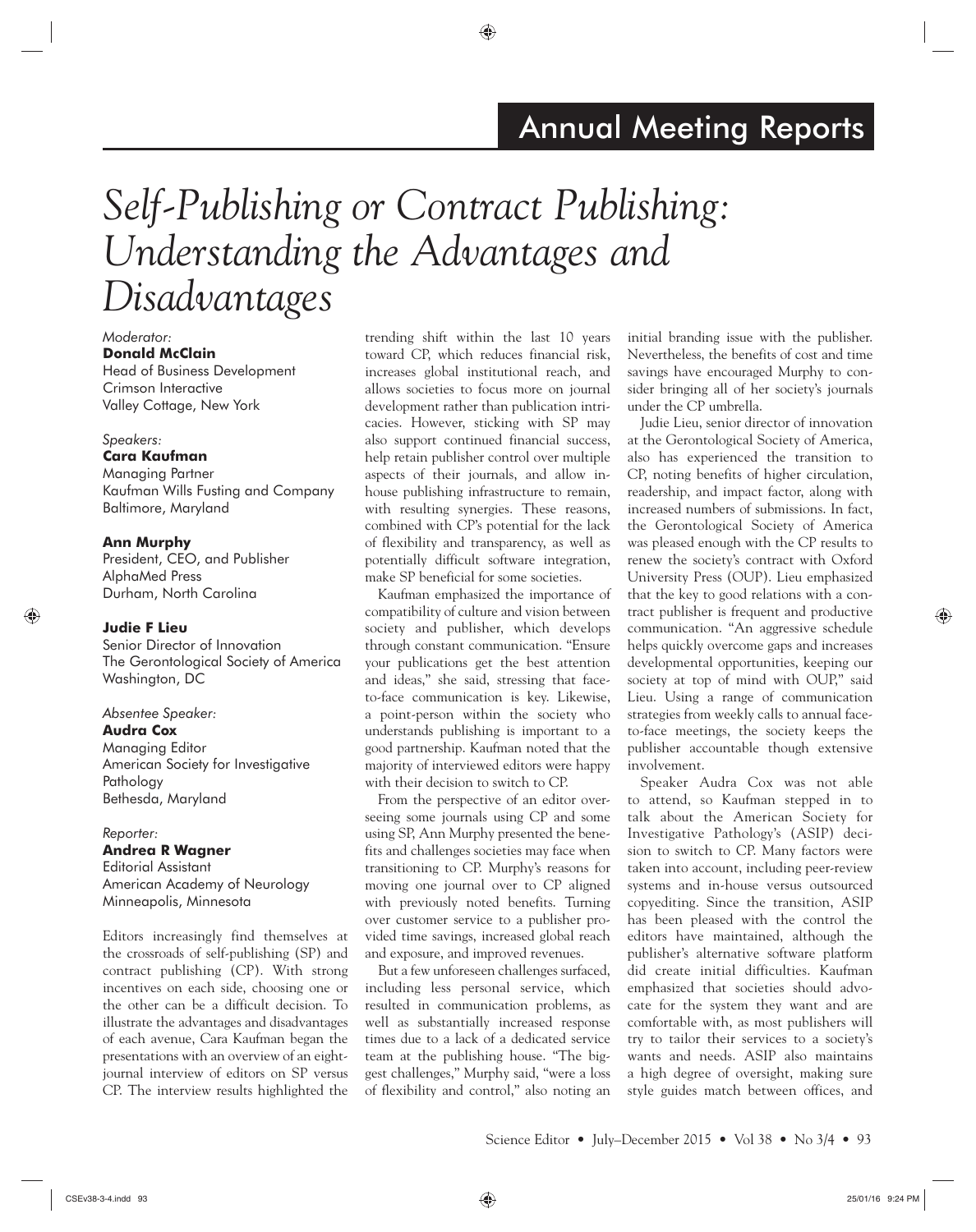# Self-Publishing or Contract Publishing: Understanding the Advantages and Disadvantages

*Moderator:*
**Donald McClain**
Head of Business Development
Crimson Interactive
Valley Cottage, New York

*Speakers:*
**Cara Kaufman**
Managing Partner
Kaufman Wills Fusting and Company
Baltimore, Maryland

**Ann Murphy**
President, CEO, and Publisher
AlphaMed Press
Durham, North Carolina

**Judie F Lieu**
Senior Director of Innovation
The Gerontological Society of America
Washington, DC

*Absentee Speaker:*
**Audra Cox**
Managing Editor
American Society for Investigative Pathology
Bethesda, Maryland

*Reporter:*
**Andrea R Wagner**
Editorial Assistant
American Academy of Neurology
Minneapolis, Minnesota

Editors increasingly find themselves at the crossroads of self-publishing (SP) and contract publishing (CP). With strong incentives on each side, choosing one or the other can be a difficult decision. To illustrate the advantages and disadvantages of each avenue, Cara Kaufman began the presentations with an overview of an eight-journal interview of editors on SP versus CP. The interview results highlighted the trending shift within the last 10 years toward CP, which reduces financial risk, increases global institutional reach, and allows societies to focus more on journal development rather than publication intricacies. However, sticking with SP may also support continued financial success, help retain publisher control over multiple aspects of their journals, and allow in-house publishing infrastructure to remain, with resulting synergies. These reasons, combined with CP's potential for the lack of flexibility and transparency, as well as potentially difficult software integration, make SP beneficial for some societies.

Kaufman emphasized the importance of compatibility of culture and vision between society and publisher, which develops through constant communication. "Ensure your publications get the best attention and ideas," she said, stressing that face-to-face communication is key. Likewise, a point-person within the society who understands publishing is important to a good partnership. Kaufman noted that the majority of interviewed editors were happy with their decision to switch to CP.

From the perspective of an editor overseeing some journals using CP and some using SP, Ann Murphy presented the benefits and challenges societies may face when transitioning to CP. Murphy's reasons for moving one journal over to CP aligned with previously noted benefits. Turning over customer service to a publisher provided time savings, increased global reach and exposure, and improved revenues.

But a few unforeseen challenges surfaced, including less personal service, which resulted in communication problems, as well as substantially increased response times due to a lack of a dedicated service team at the publishing house. "The biggest challenges," Murphy said, "were a loss of flexibility and control," also noting an initial branding issue with the publisher. Nevertheless, the benefits of cost and time savings have encouraged Murphy to consider bringing all of her society's journals under the CP umbrella.

Judie Lieu, senior director of innovation at the Gerontological Society of America, also has experienced the transition to CP, noting benefits of higher circulation, readership, and impact factor, along with increased numbers of submissions. In fact, the Gerontological Society of America was pleased enough with the CP results to renew the society's contract with Oxford University Press (OUP). Lieu emphasized that the key to good relations with a contract publisher is frequent and productive communication. "An aggressive schedule helps quickly overcome gaps and increases developmental opportunities, keeping our society at top of mind with OUP," said Lieu. Using a range of communication strategies from weekly calls to annual face-to-face meetings, the society keeps the publisher accountable though extensive involvement.

Speaker Audra Cox was not able to attend, so Kaufman stepped in to talk about the American Society for Investigative Pathology's (ASIP) decision to switch to CP. Many factors were taken into account, including peer-review systems and in-house versus outsourced copyediting. Since the transition, ASIP has been pleased with the control the editors have maintained, although the publisher's alternative software platform did create initial difficulties. Kaufman emphasized that societies should advocate for the system they want and are comfortable with, as most publishers will try to tailor their services to a society's wants and needs. ASIP also maintains a high degree of oversight, making sure style guides match between offices, and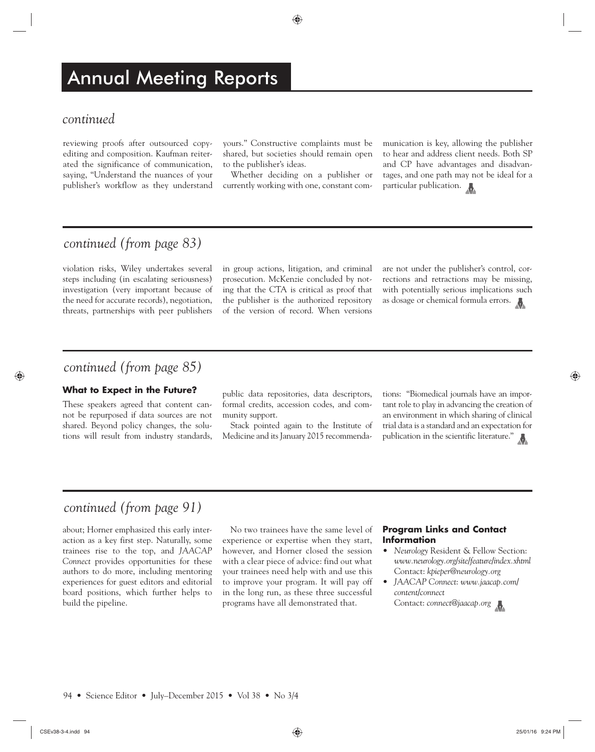# Annual Meeting Reports

## *continued*

reviewing proofs after outsourced copyediting and composition. Kaufman reiterated the significance of communication, saying, "Understand the nuances of your publisher's workflow as they understand yours." Constructive complaints must be shared, but societies should remain open to the publisher's ideas.

Whether deciding on a publisher or currently working with one, constant communication is key, allowing the publisher to hear and address client needs. Both SP and CP have advantages and disadvantages, and one path may not be ideal for a particular publication.

## *continued (from page 83)*

violation risks, Wiley undertakes several steps including (in escalating seriousness) investigation (very important because of the need for accurate records), negotiation, threats, partnerships with peer publishers in group actions, litigation, and criminal prosecution. McKenzie concluded by noting that the CTA is critical as proof that the publisher is the authorized repository of the version of record. When versions are not under the publisher's control, corrections and retractions may be missing, with potentially serious implications such as dosage or chemical formula errors.

## *continued (from page 85)*

### What to Expect in the Future?

These speakers agreed that content cannot be repurposed if data sources are not shared. Beyond policy changes, the solutions will result from industry standards, public data repositories, data descriptors, formal credits, accession codes, and community support.

Stack pointed again to the Institute of Medicine and its January 2015 recommendations: "Biomedical journals have an important role to play in advancing the creation of an environment in which sharing of clinical trial data is a standard and an expectation for publication in the scientific literature."

## *continued (from page 91)*

about; Horner emphasized this early interaction as a key first step. Naturally, some trainees rise to the top, and *JAACAP Connect* provides opportunities for these authors to do more, including mentoring experiences for guest editors and editorial board positions, which further helps to build the pipeline.

No two trainees have the same level of experience or expertise when they start, however, and Horner closed the session with a clear piece of advice: find out what your trainees need help with and use this to improve your program. It will pay off in the long run, as these three successful programs have all demonstrated that.

### Program Links and Contact Information

- *Neurology* Resident & Fellow Section: *www.neurology.org/site/feature/index.xhtml*
  Contact: *kpieper@neurology.org*
- *JAACAP Connect*: *www.jaacap.com/content/connect*
  Contact: *connect@jaacap.org*